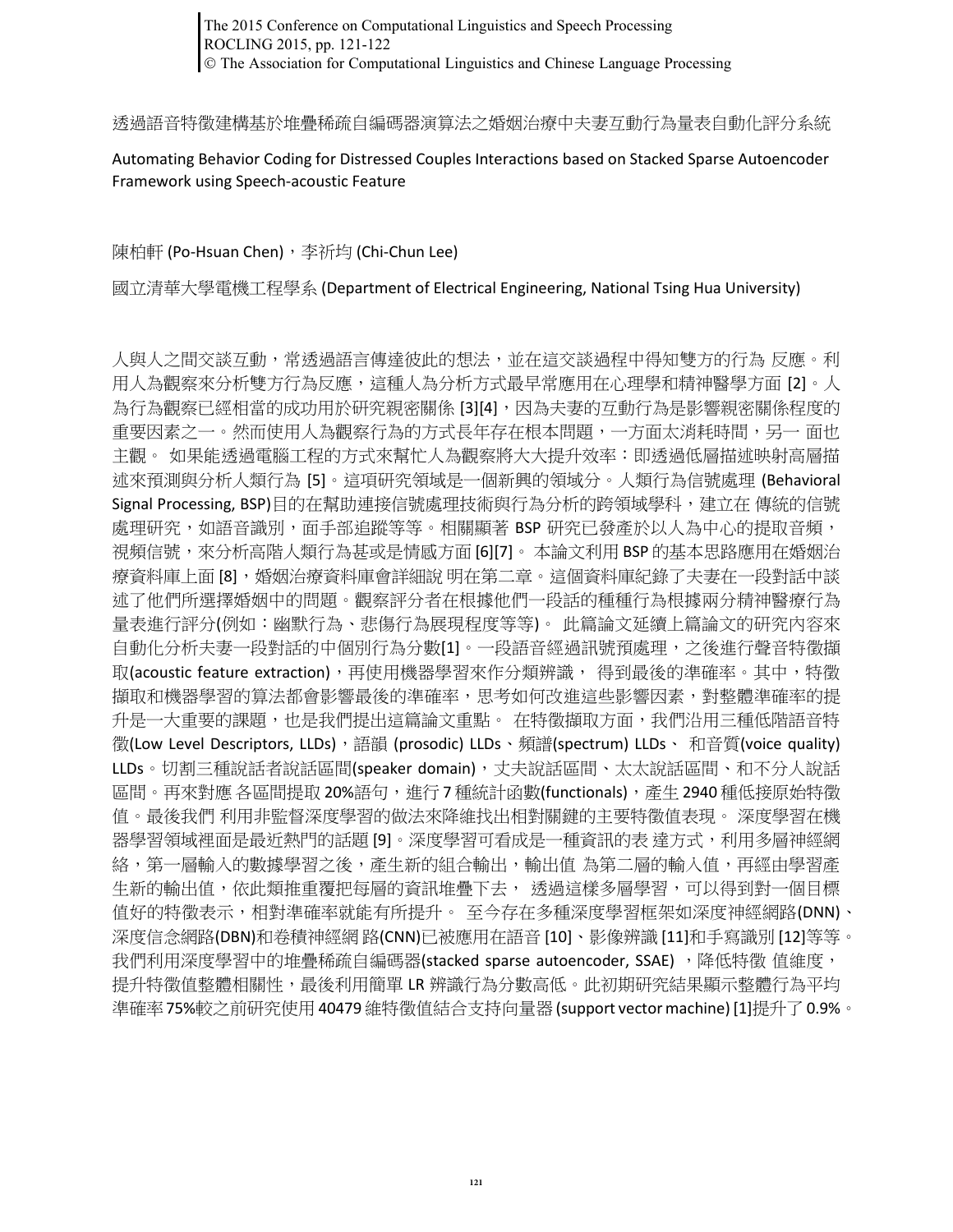# 透過語音特徵建構基於堆疊稀疏自編碼器演算法之婚姻治療中夫妻互動行為量表自動化評分系統

# Automating Behavior Coding for Distressed Couples Interactions based on Stacked Sparse Autoencoder Framework using Speech-acoustic Feature

陳柏軒 (Po-Hsuan Chen)，李祈均 (Chi-Chun Lee)

國立清華大學電機工程學系 (Department of Electrical Engineering, National Tsing Hua University)

人與人之間交談互動，常透過語言傳達彼此的想法，並在這交談過程中得知雙方的行為 反應。利用人為觀察來分析雙方行為反應，這種人為分析方式最早常應用在心理學和精神醫學方面 [2]。人為行為觀察已經相當的成功用於研究親密關係 [3][4]，因為夫妻的互動行為是影響親密關係程度的重要因素之一。然而使用人為觀察行為的方式長年存在根本問題，一方面太消耗時間，另一 面也主觀。 如果能透過電腦工程的方式來幫忙人為觀察將大大提升效率：即透過低層描述映射高層描述來預測與分析人類行為 [5]。這項研究領域是一個新興的領域分。人類行為信號處理 (Behavioral Signal Processing, BSP)目的在幫助連接信號處理技術與行為分析的跨領域學科，建立在 傳統的信號處理研究，如語音識別，面手部追蹤等等。相關顯著 BSP 研究已發產於以人為中心的提取音頻，視頻信號，來分析高階人類行為甚或是情感方面 [6][7]。 本論文利用 BSP 的基本思路應用在婚姻治療資料庫上面 [8]，婚姻治療資料庫會詳細說 明在第二章。這個資料庫紀錄了夫妻在一段對話中談述了他們所選擇婚姻中的問題。觀察評分者在根據他們一段話的種種行為根據兩分精神醫療行為量表進行評分(例如：幽默行為、悲傷行為展現程度等等)。 此篇論文延續上篇論文的研究內容來自動化分析夫妻一段對話的中個別行為分數[1]。一段語音經過訊號預處理，之後進行聲音特徵擷取(acoustic feature extraction)，再使用機器學習來作分類辨識， 得到最後的準確率。其中，特徵擷取和機器學習的算法都會影響最後的準確率，思考如何改進這些影響因素，對整體準確率的提升是一大重要的課題，也是我們提出這篇論文重點。 在特徵擷取方面，我們沿用三種低階語音特徵(Low Level Descriptors, LLDs)，語韻 (prosodic) LLDs、頻譜(spectrum) LLDs、 和音質(voice quality) LLDs。切割三種說話者說話區間(speaker domain)，丈夫說話區間、太太說話區間、和不分人說話區間。再來對應 各區間提取 20%語句，進行 7 種統計函數(functionals)，產生 2940 種低接原始特徵值。最後我們 利用非監督深度學習的做法來降維找出相對關鍵的主要特徵值表現。 深度學習在機器學習領域裡面是最近熱門的話題 [9]。深度學習可看成是一種資訊的表 達方式，利用多層神經網絡，第一層輸入的數據學習之後，產生新的組合輸出，輸出值 為第二層的輸入值，再經由學習產生新的輸出值，依此類推重覆把每層的資訊堆疊下去， 透過這樣多層學習，可以得到對一個目標值好的特徵表示，相對準確率就能有所提升。 至今存在多種深度學習框架如深度神經網路(DNN)、深度信念網路(DBN)和卷積神經網 路(CNN)已被應用在語音 [10]、影像辨識 [11]和手寫識別 [12]等等。我們利用深度學習中的堆疊稀疏自編碼器(stacked sparse autoencoder, SSAE) ，降低特徵 值維度，提升特徵值整體相關性，最後利用簡單 LR 辨識行為分數高低。此初期研究結果顯示整體行為平均準確率 75%較之前研究使用 40479 維特徵值結合支持向量器 (support vector machine) [1]提升了 0.9%。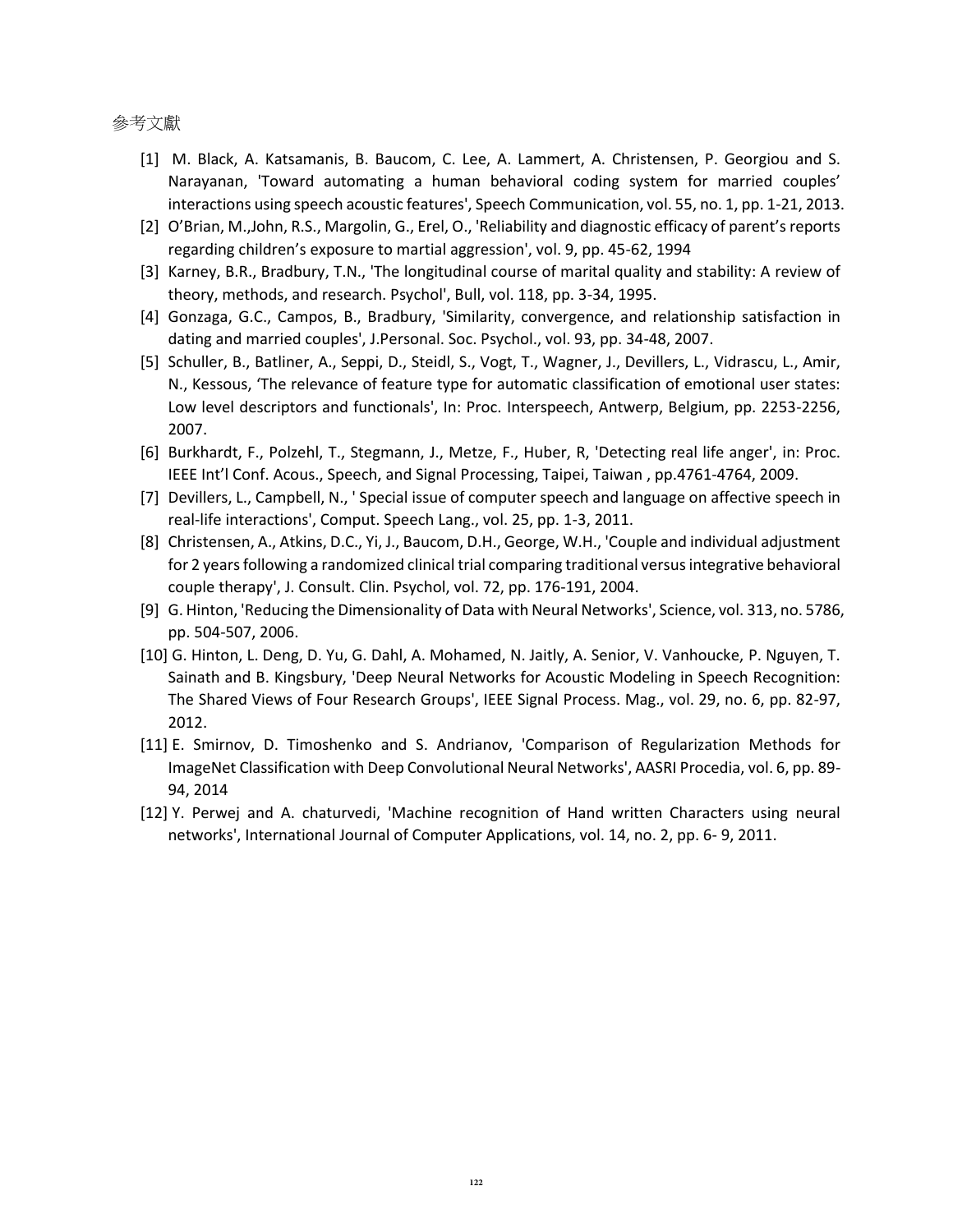## 參考文獻

[1] M. Black, A. Katsamanis, B. Baucom, C. Lee, A. Lammert, A. Christensen, P. Georgiou and S. Narayanan, 'Toward automating a human behavioral coding system for married couples' interactions using speech acoustic features', Speech Communication, vol. 55, no. 1, pp. 1-21, 2013.

[2] O'Brian, M.,John, R.S., Margolin, G., Erel, O., 'Reliability and diagnostic efficacy of parent's reports regarding children's exposure to martial aggression', vol. 9, pp. 45-62, 1994

[3] Karney, B.R., Bradbury, T.N., 'The longitudinal course of marital quality and stability: A review of theory, methods, and research. Psychol', Bull, vol. 118, pp. 3-34, 1995.

[4] Gonzaga, G.C., Campos, B., Bradbury, 'Similarity, convergence, and relationship satisfaction in dating and married couples', J.Personal. Soc. Psychol., vol. 93, pp. 34-48, 2007.

[5] Schuller, B., Batliner, A., Seppi, D., Steidl, S., Vogt, T., Wagner, J., Devillers, L., Vidrascu, L., Amir, N., Kessous, 'The relevance of feature type for automatic classification of emotional user states: Low level descriptors and functionals', In: Proc. Interspeech, Antwerp, Belgium, pp. 2253-2256, 2007.

[6] Burkhardt, F., Polzehl, T., Stegmann, J., Metze, F., Huber, R, 'Detecting real life anger', in: Proc. IEEE Int'l Conf. Acous., Speech, and Signal Processing, Taipei, Taiwan , pp.4761-4764, 2009.

[7] Devillers, L., Campbell, N., ' Special issue of computer speech and language on affective speech in real-life interactions', Comput. Speech Lang., vol. 25, pp. 1-3, 2011.

[8] Christensen, A., Atkins, D.C., Yi, J., Baucom, D.H., George, W.H., 'Couple and individual adjustment for 2 years following a randomized clinical trial comparing traditional versus integrative behavioral couple therapy', J. Consult. Clin. Psychol, vol. 72, pp. 176-191, 2004.

[9] G. Hinton, 'Reducing the Dimensionality of Data with Neural Networks', Science, vol. 313, no. 5786, pp. 504-507, 2006.

[10] G. Hinton, L. Deng, D. Yu, G. Dahl, A. Mohamed, N. Jaitly, A. Senior, V. Vanhoucke, P. Nguyen, T. Sainath and B. Kingsbury, 'Deep Neural Networks for Acoustic Modeling in Speech Recognition: The Shared Views of Four Research Groups', IEEE Signal Process. Mag., vol. 29, no. 6, pp. 82-97, 2012.

[11] E. Smirnov, D. Timoshenko and S. Andrianov, 'Comparison of Regularization Methods for ImageNet Classification with Deep Convolutional Neural Networks', AASRI Procedia, vol. 6, pp. 89-94, 2014

[12] Y. Perwej and A. chaturvedi, 'Machine recognition of Hand written Characters using neural networks', International Journal of Computer Applications, vol. 14, no. 2, pp. 6- 9, 2011.